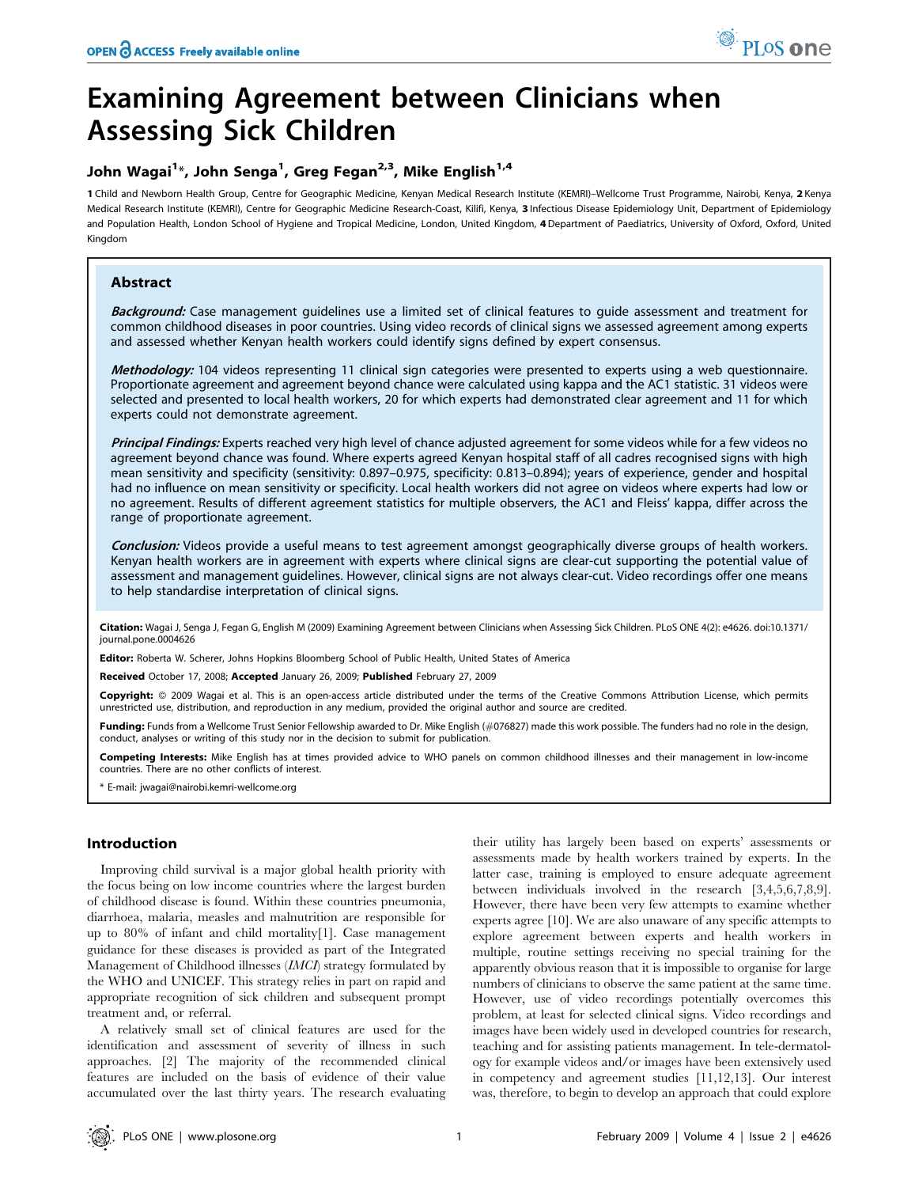# Examining Agreement between Clinicians when Assessing Sick Children

**John Wagai[1]*, John Senga[1], Greg Fegan[2,3], Mike English[1,4]**

1 Child and Newborn Health Group, Centre for Geographic Medicine, Kenyan Medical Research Institute (KEMRI)–Wellcome Trust Programme, Nairobi, Kenya, 2 Kenya Medical Research Institute (KEMRI), Centre for Geographic Medicine Research-Coast, Kilifi, Kenya, 3 Infectious Disease Epidemiology Unit, Department of Epidemiology and Population Health, London School of Hygiene and Tropical Medicine, London, United Kingdom, 4 Department of Paediatrics, University of Oxford, Oxford, United Kingdom

## Abstract

***Background:*** Case management guidelines use a limited set of clinical features to guide assessment and treatment for common childhood diseases in poor countries. Using video records of clinical signs we assessed agreement among experts and assessed whether Kenyan health workers could identify signs defined by expert consensus.

***Methodology:*** 104 videos representing 11 clinical sign categories were presented to experts using a web questionnaire. Proportionate agreement and agreement beyond chance were calculated using kappa and the AC1 statistic. 31 videos were selected and presented to local health workers, 20 for which experts had demonstrated clear agreement and 11 for which experts could not demonstrate agreement.

***Principal Findings:*** Experts reached very high level of chance adjusted agreement for some videos while for a few videos no agreement beyond chance was found. Where experts agreed Kenyan hospital staff of all cadres recognised signs with high mean sensitivity and specificity (sensitivity: 0.897–0.975, specificity: 0.813–0.894); years of experience, gender and hospital had no influence on mean sensitivity or specificity. Local health workers did not agree on videos where experts had low or no agreement. Results of different agreement statistics for multiple observers, the AC1 and Fleiss' kappa, differ across the range of proportionate agreement.

***Conclusion:*** Videos provide a useful means to test agreement amongst geographically diverse groups of health workers. Kenyan health workers are in agreement with experts where clinical signs are clear-cut supporting the potential value of assessment and management guidelines. However, clinical signs are not always clear-cut. Video recordings offer one means to help standardise interpretation of clinical signs.

**Citation:** Wagai J, Senga J, Fegan G, English M (2009) Examining Agreement between Clinicians when Assessing Sick Children. PLoS ONE 4(2): e4626. doi:10.1371/journal.pone.0004626

**Editor:** Roberta W. Scherer, Johns Hopkins Bloomberg School of Public Health, United States of America

**Received** October 17, 2008; **Accepted** January 26, 2009; **Published** February 27, 2009

**Copyright:** © 2009 Wagai et al. This is an open-access article distributed under the terms of the Creative Commons Attribution License, which permits unrestricted use, distribution, and reproduction in any medium, provided the original author and source are credited.

**Funding:** Funds from a Wellcome Trust Senior Fellowship awarded to Dr. Mike English (#076827) made this work possible. The funders had no role in the design, conduct, analyses or writing of this study nor in the decision to submit for publication.

**Competing Interests:** Mike English has at times provided advice to WHO panels on common childhood illnesses and their management in low-income countries. There are no other conflicts of interest.

* E-mail: jwagai@nairobi.kemri-wellcome.org

## Introduction

Improving child survival is a major global health priority with the focus being on low income countries where the largest burden of childhood disease is found. Within these countries pneumonia, diarrhoea, malaria, measles and malnutrition are responsible for up to 80% of infant and child mortality[1]. Case management guidance for these diseases is provided as part of the Integrated Management of Childhood illnesses (*IMCI*) strategy formulated by the WHO and UNICEF. This strategy relies in part on rapid and appropriate recognition of sick children and subsequent prompt treatment and, or referral.

A relatively small set of clinical features are used for the identification and assessment of severity of illness in such approaches. [2] The majority of the recommended clinical features are included on the basis of evidence of their value accumulated over the last thirty years. The research evaluating their utility has largely been based on experts' assessments or assessments made by health workers trained by experts. In the latter case, training is employed to ensure adequate agreement between individuals involved in the research [3,4,5,6,7,8,9]. However, there have been very few attempts to examine whether experts agree [10]. We are also unaware of any specific attempts to explore agreement between experts and health workers in multiple, routine settings receiving no special training for the apparently obvious reason that it is impossible to organise for large numbers of clinicians to observe the same patient at the same time. However, use of video recordings potentially overcomes this problem, at least for selected clinical signs. Video recordings and images have been widely used in developed countries for research, teaching and for assisting patients management. In tele-dermatology for example videos and/or images have been extensively used in competency and agreement studies [11,12,13]. Our interest was, therefore, to begin to develop an approach that could explore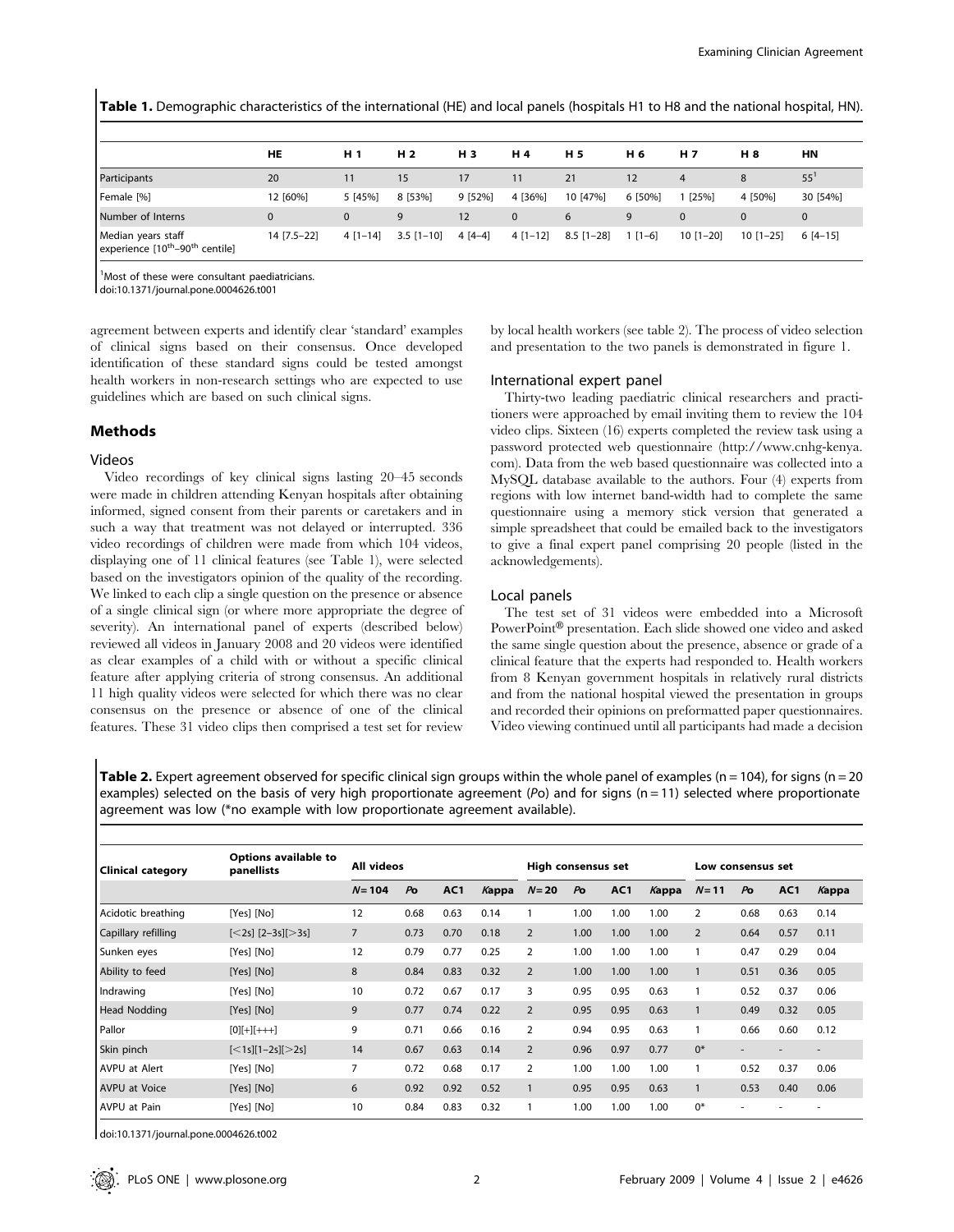**Table 1.** Demographic characteristics of the international (HE) and local panels (hospitals H1 to H8 and the national hospital, HN).

| | HE | H 1 | H 2 | H 3 | H 4 | H 5 | H 6 | H 7 | H 8 | HN |
|---|---|---|---|---|---|---|---|---|---|---|
| Participants | 20 | 11 | 15 | 17 | 11 | 21 | 12 | 4 | 8 | 55[1] |
| Female [%] | 12 [60%] | 5 [45%] | 8 [53%] | 9 [52%] | 4 [36%] | 10 [47%] | 6 [50%] | 1 [25%] | 4 [50%] | 30 [54%] |
| Number of Interns | 0 | 0 | 9 | 12 | 0 | 6 | 9 | 0 | 0 | 0 |
| Median years staff experience [10th–90th centile] | 14 [7.5–22] | 4 [1–14] | 3.5 [1–10] | 4 [4–4] | 4 [1–12] | 8.5 [1–28] | 1 [1–6] | 10 [1–20] | 10 [1–25] | 6 [4–15] |

[1]Most of these were consultant paediatricians.

doi:10.1371/journal.pone.0004626.t001

agreement between experts and identify clear 'standard' examples of clinical signs based on their consensus. Once developed identification of these standard signs could be tested amongst health workers in non-research settings who are expected to use guidelines which are based on such clinical signs.

## Methods

### Videos

Video recordings of key clinical signs lasting 20–45 seconds were made in children attending Kenyan hospitals after obtaining informed, signed consent from their parents or caretakers and in such a way that treatment was not delayed or interrupted. 336 video recordings of children were made from which 104 videos, displaying one of 11 clinical features (see Table 1), were selected based on the investigators opinion of the quality of the recording. We linked to each clip a single question on the presence or absence of a single clinical sign (or where more appropriate the degree of severity). An international panel of experts (described below) reviewed all videos in January 2008 and 20 videos were identified as clear examples of a child with or without a specific clinical feature after applying criteria of strong consensus. An additional 11 high quality videos were selected for which there was no clear consensus on the presence or absence of one of the clinical features. These 31 video clips then comprised a test set for review by local health workers (see table 2). The process of video selection and presentation to the two panels is demonstrated in figure 1.

### International expert panel

Thirty-two leading paediatric clinical researchers and practitioners were approached by email inviting them to review the 104 video clips. Sixteen (16) experts completed the review task using a password protected web questionnaire (http://www.cnhg-kenya.com). Data from the web based questionnaire was collected into a MySQL database available to the authors. Four (4) experts from regions with low internet band-width had to complete the same questionnaire using a memory stick version that generated a simple spreadsheet that could be emailed back to the investigators to give a final expert panel comprising 20 people (listed in the acknowledgements).

### Local panels

The test set of 31 videos were embedded into a Microsoft PowerPoint® presentation. Each slide showed one video and asked the same single question about the presence, absence or grade of a clinical feature that the experts had responded to. Health workers from 8 Kenyan government hospitals in relatively rural districts and from the national hospital viewed the presentation in groups and recorded their opinions on preformatted paper questionnaires. Video viewing continued until all participants had made a decision

**Table 2.** Expert agreement observed for specific clinical sign groups within the whole panel of examples (n = 104), for signs (n = 20 examples) selected on the basis of very high proportionate agreement (*Po*) and for signs (n = 11) selected where proportionate agreement was low (*no example with low proportionate agreement available).

| Clinical category | Options available to panellists | All videos | | | | High consensus set | | | | Low consensus set | | | |
|---|---|---|---|---|---|---|---|---|---|---|---|---|---|
| | | *N* = 104 | *Po* | AC1 | *Kappa* | *N* = 20 | *Po* | AC1 | *Kappa* | *N* = 11 | *Po* | AC1 | *Kappa* |
| Acidotic breathing | [Yes] [No] | 12 | 0.68 | 0.63 | 0.14 | 1 | 1.00 | 1.00 | 1.00 | 2 | 0.68 | 0.63 | 0.14 |
| Capillary refilling | [<2s] [2–3s][>3s] | 7 | 0.73 | 0.70 | 0.18 | 2 | 1.00 | 1.00 | 1.00 | 2 | 0.64 | 0.57 | 0.11 |
| Sunken eyes | [Yes] [No] | 12 | 0.79 | 0.77 | 0.25 | 2 | 1.00 | 1.00 | 1.00 | 1 | 0.47 | 0.29 | 0.04 |
| Ability to feed | [Yes] [No] | 8 | 0.84 | 0.83 | 0.32 | 2 | 1.00 | 1.00 | 1.00 | 1 | 0.51 | 0.36 | 0.05 |
| Indrawing | [Yes] [No] | 10 | 0.72 | 0.67 | 0.17 | 3 | 0.95 | 0.95 | 0.63 | 1 | 0.52 | 0.37 | 0.06 |
| Head Nodding | [Yes] [No] | 9 | 0.77 | 0.74 | 0.22 | 2 | 0.95 | 0.95 | 0.63 | 1 | 0.49 | 0.32 | 0.05 |
| Pallor | [0][+][+++] | 9 | 0.71 | 0.66 | 0.16 | 2 | 0.94 | 0.95 | 0.63 | 1 | 0.66 | 0.60 | 0.12 |
| Skin pinch | [<1s][1–2s][>2s] | 14 | 0.67 | 0.63 | 0.14 | 2 | 0.96 | 0.97 | 0.77 | 0* | - | - | - |
| AVPU at Alert | [Yes] [No] | 7 | 0.72 | 0.68 | 0.17 | 2 | 1.00 | 1.00 | 1.00 | 1 | 0.52 | 0.37 | 0.06 |
| AVPU at Voice | [Yes] [No] | 6 | 0.92 | 0.92 | 0.52 | 1 | 0.95 | 0.95 | 0.63 | 1 | 0.53 | 0.40 | 0.06 |
| AVPU at Pain | [Yes] [No] | 10 | 0.84 | 0.83 | 0.32 | 1 | 1.00 | 1.00 | 1.00 | 0* | - | - | - |

doi:10.1371/journal.pone.0004626.t002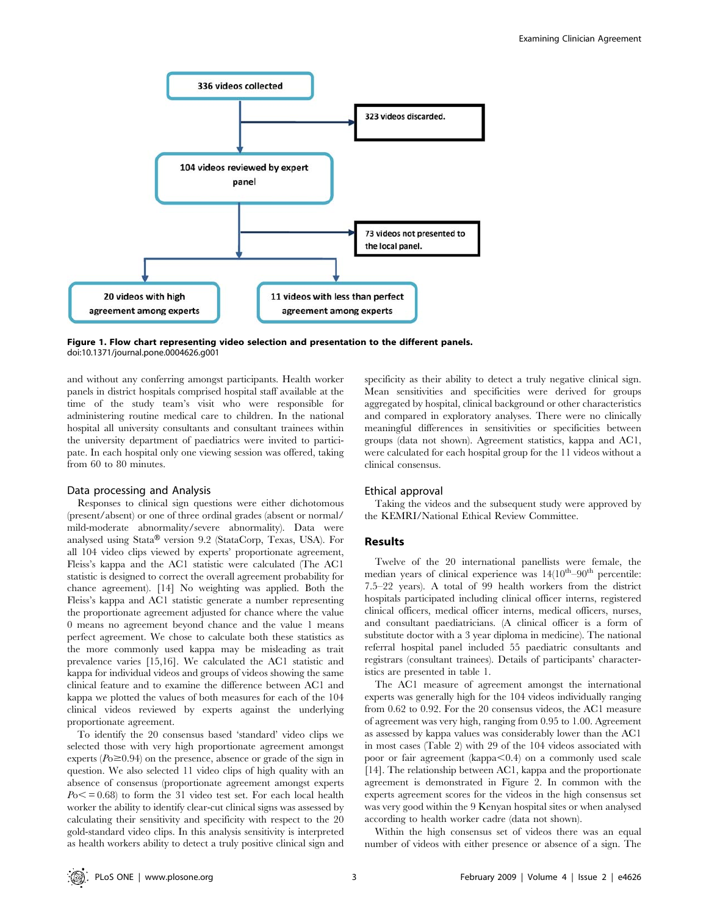336 videos collected

323 videos discarded.

104 videos reviewed by expert panel

73 videos not presented to the local panel.

20 videos with high agreement among experts

11 videos with less than perfect agreement among experts

**Figure 1. Flow chart representing video selection and presentation to the different panels.**
doi:10.1371/journal.pone.0004626.g001

and without any conferring amongst participants. Health worker panels in district hospitals comprised hospital staff available at the time of the study team's visit who were responsible for administering routine medical care to children. In the national hospital all university consultants and consultant trainees within the university department of paediatrics were invited to participate. In each hospital only one viewing session was offered, taking from 60 to 80 minutes.

### Data processing and Analysis

Responses to clinical sign questions were either dichotomous (present/absent) or one of three ordinal grades (absent or normal/mild-moderate abnormality/severe abnormality). Data were analysed using Stata® version 9.2 (StataCorp, Texas, USA). For all 104 video clips viewed by experts' proportionate agreement, Fleiss's kappa and the AC1 statistic were calculated (The AC1 statistic is designed to correct the overall agreement probability for chance agreement). [14] No weighting was applied. Both the Fleiss's kappa and AC1 statistic generate a number representing the proportionate agreement adjusted for chance where the value 0 means no agreement beyond chance and the value 1 means perfect agreement. We chose to calculate both these statistics as the more commonly used kappa may be misleading as trait prevalence varies [15,16]. We calculated the AC1 statistic and kappa for individual videos and groups of videos showing the same clinical feature and to examine the difference between AC1 and kappa we plotted the values of both measures for each of the 104 clinical videos reviewed by experts against the underlying proportionate agreement.

To identify the 20 consensus based 'standard' video clips we selected those with very high proportionate agreement amongst experts ($Po \geq 0.94$) on the presence, absence or grade of the sign in question. We also selected 11 video clips of high quality with an absence of consensus (proportionate agreement amongst experts $Po <= 0.68$) to form the 31 video test set. For each local health worker the ability to identify clear-cut clinical signs was assessed by calculating their sensitivity and specificity with respect to the 20 gold-standard video clips. In this analysis sensitivity is interpreted as health workers ability to detect a truly positive clinical sign and specificity as their ability to detect a truly negative clinical sign. Mean sensitivities and specificities were derived for groups aggregated by hospital, clinical background or other characteristics and compared in exploratory analyses. There were no clinically meaningful differences in sensitivities or specificities between groups (data not shown). Agreement statistics, kappa and AC1, were calculated for each hospital group for the 11 videos without a clinical consensus.

### Ethical approval

Taking the videos and the subsequent study were approved by the KEMRI/National Ethical Review Committee.

## Results

Twelve of the 20 international panellists were female, the median years of clinical experience was 14(10th–90th percentile: 7.5–22 years). A total of 99 health workers from the district hospitals participated including clinical officer interns, registered clinical officers, medical officer interns, medical officers, nurses, and consultant paediatricians. (A clinical officer is a form of substitute doctor with a 3 year diploma in medicine). The national referral hospital panel included 55 paediatric consultants and registrars (consultant trainees). Details of participants' characteristics are presented in table 1.

The AC1 measure of agreement amongst the international experts was generally high for the 104 videos individually ranging from 0.62 to 0.92. For the 20 consensus videos, the AC1 measure of agreement was very high, ranging from 0.95 to 1.00. Agreement as assessed by kappa values was considerably lower than the AC1 in most cases (Table 2) with 29 of the 104 videos associated with poor or fair agreement (kappa<0.4) on a commonly used scale [14]. The relationship between AC1, kappa and the proportionate agreement is demonstrated in Figure 2. In common with the experts agreement scores for the videos in the high consensus set was very good within the 9 Kenyan hospital sites or when analysed according to health worker cadre (data not shown).

Within the high consensus set of videos there was an equal number of videos with either presence or absence of a sign. The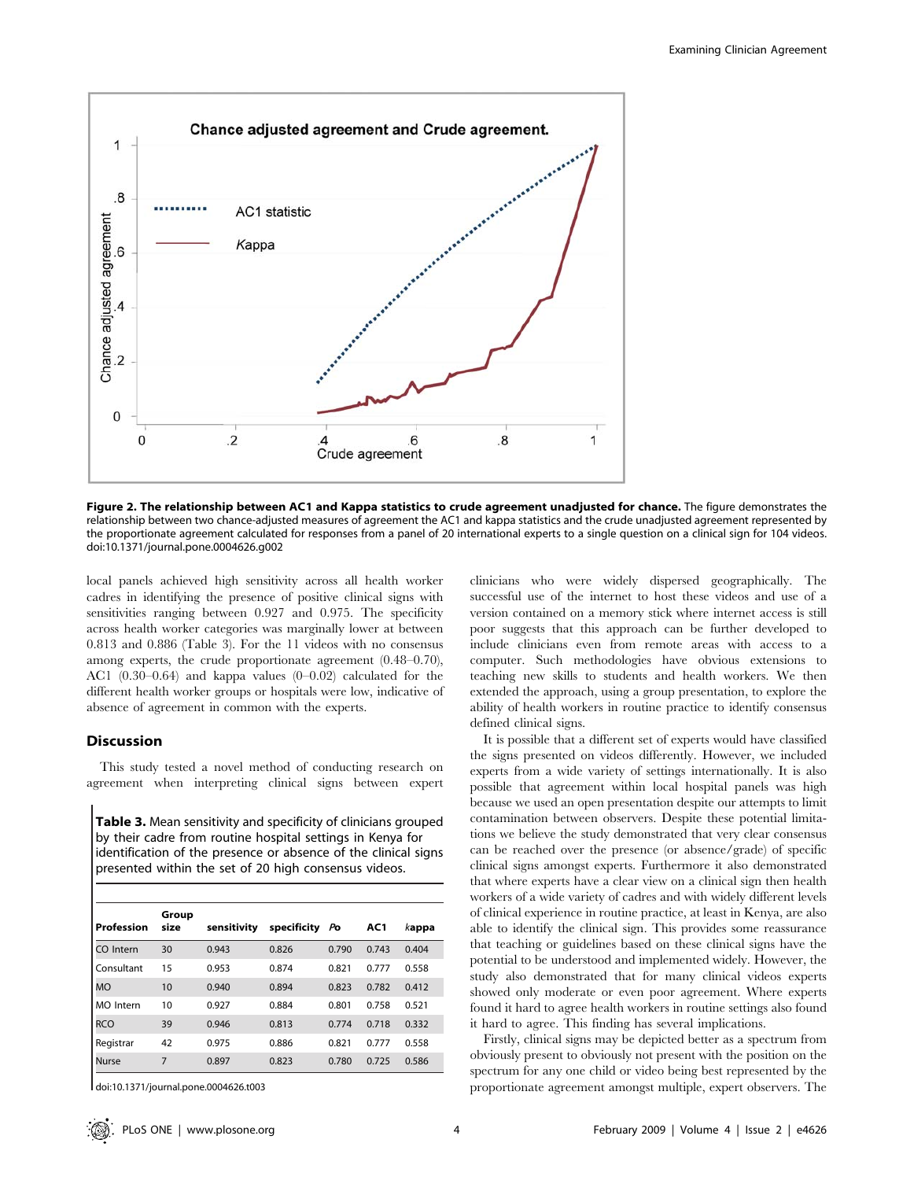**Figure 2. The relationship between AC1 and Kappa statistics to crude agreement unadjusted for chance.** The figure demonstrates the relationship between two chance-adjusted measures of agreement the AC1 and kappa statistics and the crude unadjusted agreement represented by the proportionate agreement calculated for responses from a panel of 20 international experts to a single question on a clinical sign for 104 videos. doi:10.1371/journal.pone.0004626.g002

local panels achieved high sensitivity across all health worker cadres in identifying the presence of positive clinical signs with sensitivities ranging between 0.927 and 0.975. The specificity across health worker categories was marginally lower at between 0.813 and 0.886 (Table 3). For the 11 videos with no consensus among experts, the crude proportionate agreement (0.48–0.70), AC1 (0.30–0.64) and kappa values (0–0.02) calculated for the different health worker groups or hospitals were low, indicative of absence of agreement in common with the experts.

## Discussion

This study tested a novel method of conducting research on agreement when interpreting clinical signs between expert clinicians who were widely dispersed geographically. The successful use of the internet to host these videos and use of a version contained on a memory stick where internet access is still poor suggests that this approach can be further developed to include clinicians even from remote areas with access to a computer. Such methodologies have obvious extensions to teaching new skills to students and health workers. We then extended the approach, using a group presentation, to explore the ability of health workers in routine practice to identify consensus defined clinical signs.

**Table 3.** Mean sensitivity and specificity of clinicians grouped by their cadre from routine hospital settings in Kenya for identification of the presence or absence of the clinical signs presented within the set of 20 high consensus videos.

| Profession | Group size | sensitivity | specificity | *Po* | AC1 | *kappa* |
|---|---|---|---|---|---|---|
| CO Intern | 30 | 0.943 | 0.826 | 0.790 | 0.743 | 0.404 |
| Consultant | 15 | 0.953 | 0.874 | 0.821 | 0.777 | 0.558 |
| MO | 10 | 0.940 | 0.894 | 0.823 | 0.782 | 0.412 |
| MO Intern | 10 | 0.927 | 0.884 | 0.801 | 0.758 | 0.521 |
| RCO | 39 | 0.946 | 0.813 | 0.774 | 0.718 | 0.332 |
| Registrar | 42 | 0.975 | 0.886 | 0.821 | 0.777 | 0.558 |
| Nurse | 7 | 0.897 | 0.823 | 0.780 | 0.725 | 0.586 |

doi:10.1371/journal.pone.0004626.t003

It is possible that a different set of experts would have classified the signs presented on videos differently. However, we included experts from a wide variety of settings internationally. It is also possible that agreement within local hospital panels was high because we used an open presentation despite our attempts to limit contamination between observers. Despite these potential limitations we believe the study demonstrated that very clear consensus can be reached over the presence (or absence/grade) of specific clinical signs amongst experts. Furthermore it also demonstrated that where experts have a clear view on a clinical sign then health workers of a wide variety of cadres and with widely different levels of clinical experience in routine practice, at least in Kenya, are also able to identify the clinical sign. This provides some reassurance that teaching or guidelines based on these clinical signs have the potential to be understood and implemented widely. However, the study also demonstrated that for many clinical videos experts showed only moderate or even poor agreement. Where experts found it hard to agree health workers in routine settings also found it hard to agree. This finding has several implications.

Firstly, clinical signs may be depicted better as a spectrum from obviously present to obviously not present with the position on the spectrum for any one child or video being best represented by the proportionate agreement amongst multiple, expert observers. The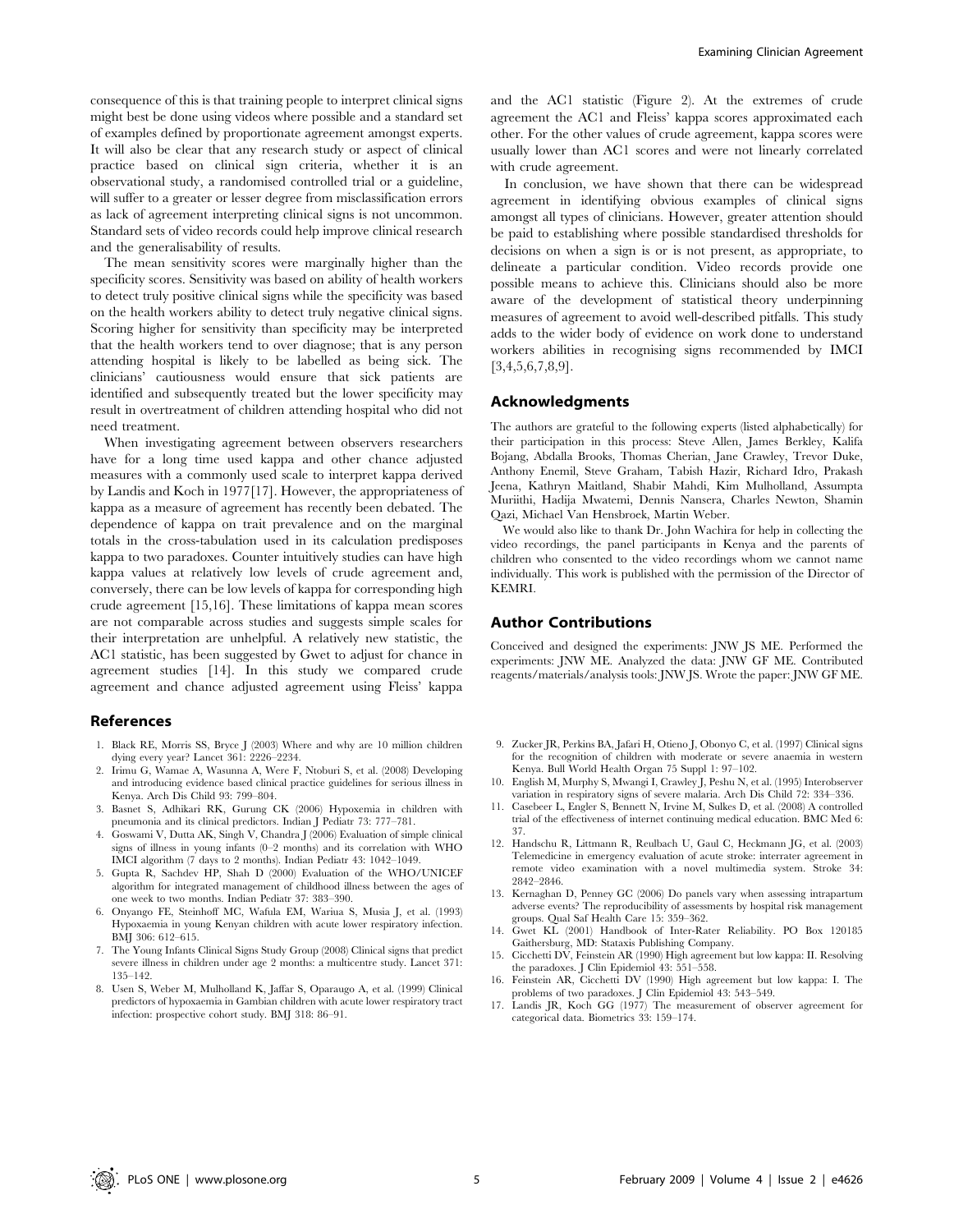consequence of this is that training people to interpret clinical signs might best be done using videos where possible and a standard set of examples defined by proportionate agreement amongst experts. It will also be clear that any research study or aspect of clinical practice based on clinical sign criteria, whether it is an observational study, a randomised controlled trial or a guideline, will suffer to a greater or lesser degree from misclassification errors as lack of agreement interpreting clinical signs is not uncommon. Standard sets of video records could help improve clinical research and the generalisability of results.

The mean sensitivity scores were marginally higher than the specificity scores. Sensitivity was based on ability of health workers to detect truly positive clinical signs while the specificity was based on the health workers ability to detect truly negative clinical signs. Scoring higher for sensitivity than specificity may be interpreted that the health workers tend to over diagnose; that is any person attending hospital is likely to be labelled as being sick. The clinicians' cautiousness would ensure that sick patients are identified and subsequently treated but the lower specificity may result in overtreatment of children attending hospital who did not need treatment.

When investigating agreement between observers researchers have for a long time used kappa and other chance adjusted measures with a commonly used scale to interpret kappa derived by Landis and Koch in 1977[17]. However, the appropriateness of kappa as a measure of agreement has recently been debated. The dependence of kappa on trait prevalence and on the marginal totals in the cross-tabulation used in its calculation predisposes kappa to two paradoxes. Counter intuitively studies can have high kappa values at relatively low levels of crude agreement and, conversely, there can be low levels of kappa for corresponding high crude agreement [15,16]. These limitations of kappa mean scores are not comparable across studies and suggests simple scales for their interpretation are unhelpful. A relatively new statistic, the AC1 statistic, has been suggested by Gwet to adjust for chance in agreement studies [14]. In this study we compared crude agreement and chance adjusted agreement using Fleiss' kappa and the AC1 statistic (Figure 2). At the extremes of crude agreement the AC1 and Fleiss' kappa scores approximated each other. For the other values of crude agreement, kappa scores were usually lower than AC1 scores and were not linearly correlated with crude agreement.

In conclusion, we have shown that there can be widespread agreement in identifying obvious examples of clinical signs amongst all types of clinicians. However, greater attention should be paid to establishing where possible standardised thresholds for decisions on when a sign is or is not present, as appropriate, to delineate a particular condition. Video records provide one possible means to achieve this. Clinicians should also be more aware of the development of statistical theory underpinning measures of agreement to avoid well-described pitfalls. This study adds to the wider body of evidence on work done to understand workers abilities in recognising signs recommended by IMCI [3,4,5,6,7,8,9].

## Acknowledgments

The authors are grateful to the following experts (listed alphabetically) for their participation in this process: Steve Allen, James Berkley, Kalifa Bojang, Abdalla Brooks, Thomas Cherian, Jane Crawley, Trevor Duke, Anthony Enemil, Steve Graham, Tabish Hazir, Richard Idro, Prakash Jeena, Kathryn Maitland, Shabir Mahdi, Kim Mulholland, Assumpta Muriithi, Hadija Mwatemi, Dennis Nansera, Charles Newton, Shamin Qazi, Michael Van Hensbroek, Martin Weber.

We would also like to thank Dr. John Wachira for help in collecting the video recordings, the panel participants in Kenya and the parents of children who consented to the video recordings whom we cannot name individually. This work is published with the permission of the Director of KEMRI.

## Author Contributions

Conceived and designed the experiments: JNW JS ME. Performed the experiments: JNW ME. Analyzed the data: JNW GF ME. Contributed reagents/materials/analysis tools: JNW JS. Wrote the paper: JNW GF ME.

## References

1. Black RE, Morris SS, Bryce J (2003) Where and why are 10 million children dying every year? Lancet 361: 2226–2234.
2. Irimu G, Wamae A, Wasunna A, Were F, Ntoburi S, et al. (2008) Developing and introducing evidence based clinical practice guidelines for serious illness in Kenya. Arch Dis Child 93: 799–804.
3. Basnet S, Adhikari RK, Gurung CK (2006) Hypoxemia in children with pneumonia and its clinical predictors. Indian J Pediatr 73: 777–781.
4. Goswami V, Dutta AK, Singh V, Chandra J (2006) Evaluation of simple clinical signs of illness in young infants (0–2 months) and its correlation with WHO IMCI algorithm (7 days to 2 months). Indian Pediatr 43: 1042–1049.
5. Gupta R, Sachdev HP, Shah D (2000) Evaluation of the WHO/UNICEF algorithm for integrated management of childhood illness between the ages of one week to two months. Indian Pediatr 37: 383–390.
6. Onyango FE, Steinhoff MC, Wafula EM, Wariua S, Musia J, et al. (1993) Hypoxaemia in young Kenyan children with acute lower respiratory infection. BMJ 306: 612–615.
7. The Young Infants Clinical Signs Study Group (2008) Clinical signs that predict severe illness in children under age 2 months: a multicentre study. Lancet 371: 135–142.
8. Usen S, Weber M, Mulholland K, Jaffar S, Oparaugo A, et al. (1999) Clinical predictors of hypoxaemia in Gambian children with acute lower respiratory tract infection: prospective cohort study. BMJ 318: 86–91.
9. Zucker JR, Perkins BA, Jafari H, Otieno J, Obonyo C, et al. (1997) Clinical signs for the recognition of children with moderate or severe anaemia in western Kenya. Bull World Health Organ 75 Suppl 1: 97–102.
10. English M, Murphy S, Mwangi I, Crawley J, Peshu N, et al. (1995) Interobserver variation in respiratory signs of severe malaria. Arch Dis Child 72: 334–336.
11. Casebeer L, Engler S, Bennett N, Irvine M, Sulkes D, et al. (2008) A controlled trial of the effectiveness of internet continuing medical education. BMC Med 6: 37.
12. Handschu R, Littmann R, Reulbach U, Gaul C, Heckmann JG, et al. (2003) Telemedicine in emergency evaluation of acute stroke: interrater agreement in remote video examination with a novel multimedia system. Stroke 34: 2842–2846.
13. Kernaghan D, Penney GC (2006) Do panels vary when assessing intrapartum adverse events? The reproducibility of assessments by hospital risk management groups. Qual Saf Health Care 15: 359–362.
14. Gwet KL (2001) Handbook of Inter-Rater Reliability. PO Box 120185 Gaithersburg, MD: Stataxis Publishing Company.
15. Cicchetti DV, Feinstein AR (1990) High agreement but low kappa: II. Resolving the paradoxes. J Clin Epidemiol 43: 551–558.
16. Feinstein AR, Cicchetti DV (1990) High agreement but low kappa: I. The problems of two paradoxes. J Clin Epidemiol 43: 543–549.
17. Landis JR, Koch GG (1977) The measurement of observer agreement for categorical data. Biometrics 33: 159–174.